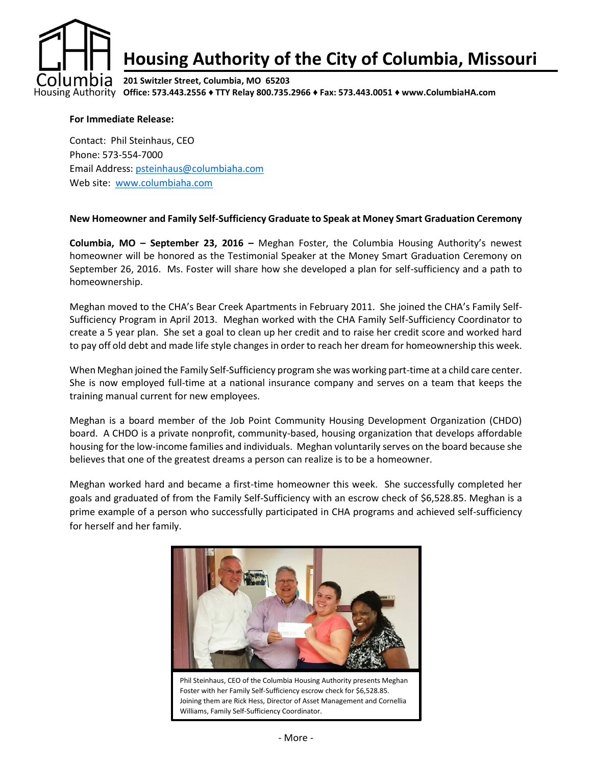# Housing Authority of the City of Columbia, Missouri

**201 Switzler Street, Columbia, MO 65203**
**Office: 573.443.2556 ♦ TTY Relay 800.735.2966 ♦ Fax: 573.443.0051 ♦ www.ColumbiaHA.com**

**For Immediate Release:**

Contact: Phil Steinhaus, CEO
Phone: 573-554-7000
Email Address: psteinhaus@columbiaha.com
Web site: www.columbiaha.com

**New Homeowner and Family Self-Sufficiency Graduate to Speak at Money Smart Graduation Ceremony**

**Columbia, MO – September 23, 2016 –** Meghan Foster, the Columbia Housing Authority's newest homeowner will be honored as the Testimonial Speaker at the Money Smart Graduation Ceremony on September 26, 2016. Ms. Foster will share how she developed a plan for self-sufficiency and a path to homeownership.

Meghan moved to the CHA's Bear Creek Apartments in February 2011. She joined the CHA's Family Self-Sufficiency Program in April 2013. Meghan worked with the CHA Family Self-Sufficiency Coordinator to create a 5 year plan. She set a goal to clean up her credit and to raise her credit score and worked hard to pay off old debt and made life style changes in order to reach her dream for homeownership this week.

When Meghan joined the Family Self-Sufficiency program she was working part-time at a child care center. She is now employed full-time at a national insurance company and serves on a team that keeps the training manual current for new employees.

Meghan is a board member of the Job Point Community Housing Development Organization (CHDO) board. A CHDO is a private nonprofit, community-based, housing organization that develops affordable housing for the low-income families and individuals. Meghan voluntarily serves on the board because she believes that one of the greatest dreams a person can realize is to be a homeowner.

Meghan worked hard and became a first-time homeowner this week. She successfully completed her goals and graduated of from the Family Self-Sufficiency with an escrow check of $6,528.85. Meghan is a prime example of a person who successfully participated in CHA programs and achieved self-sufficiency for herself and her family.

Phil Steinhaus, CEO of the Columbia Housing Authority presents Meghan Foster with her Family Self-Sufficiency escrow check for $6,528.85. Joining them are Rick Hess, Director of Asset Management and Cornellia Williams, Family Self-Sufficiency Coordinator.

- More -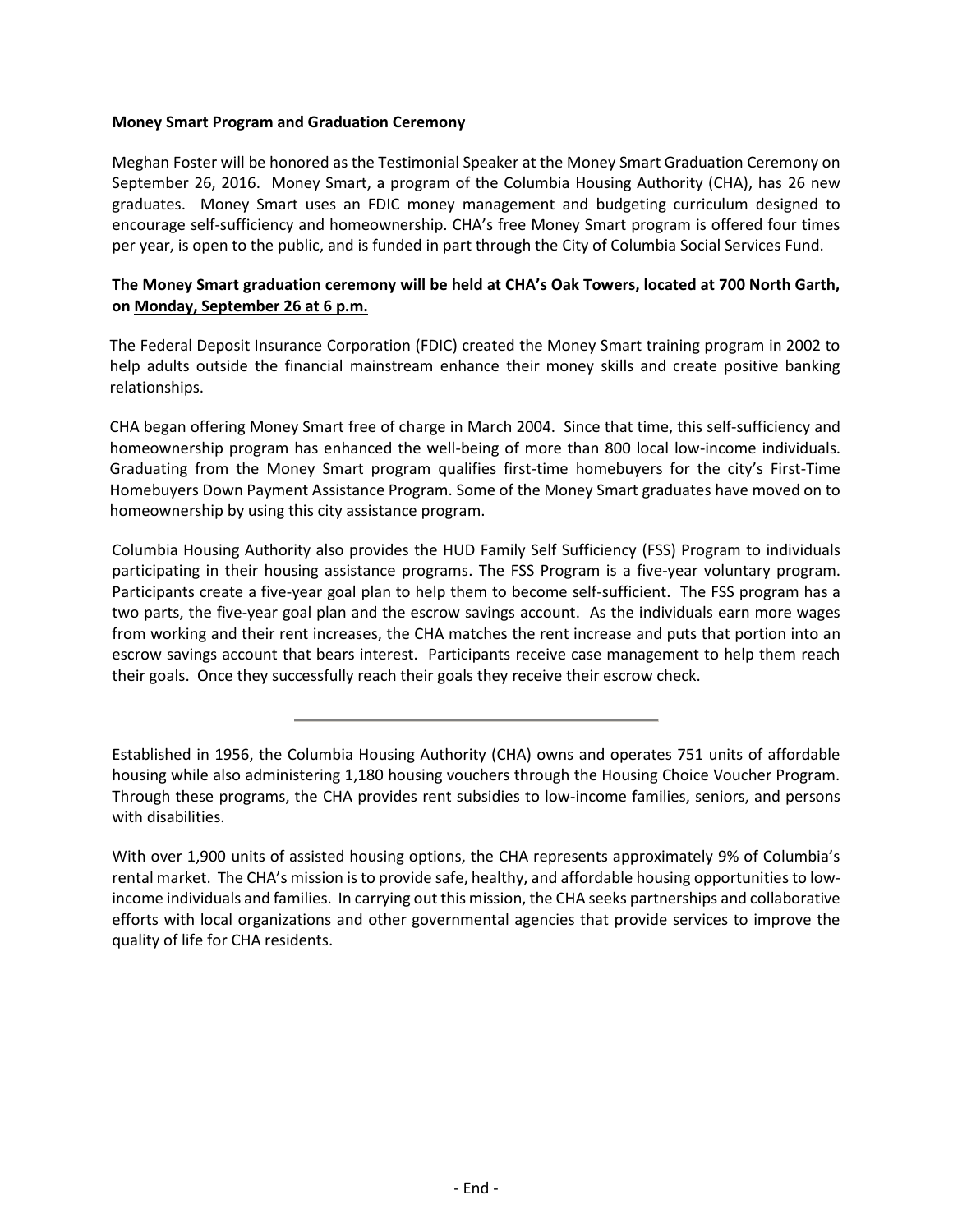**Money Smart Program and Graduation Ceremony**

Meghan Foster will be honored as the Testimonial Speaker at the Money Smart Graduation Ceremony on September 26, 2016. Money Smart, a program of the Columbia Housing Authority (CHA), has 26 new graduates. Money Smart uses an FDIC money management and budgeting curriculum designed to encourage self-sufficiency and homeownership. CHA's free Money Smart program is offered four times per year, is open to the public, and is funded in part through the City of Columbia Social Services Fund.

**The Money Smart graduation ceremony will be held at CHA's Oak Towers, located at 700 North Garth, on <u>Monday, September 26 at 6 p.m.</u>**

The Federal Deposit Insurance Corporation (FDIC) created the Money Smart training program in 2002 to help adults outside the financial mainstream enhance their money skills and create positive banking relationships.

CHA began offering Money Smart free of charge in March 2004. Since that time, this self-sufficiency and homeownership program has enhanced the well-being of more than 800 local low-income individuals. Graduating from the Money Smart program qualifies first-time homebuyers for the city's First-Time Homebuyers Down Payment Assistance Program. Some of the Money Smart graduates have moved on to homeownership by using this city assistance program.

Columbia Housing Authority also provides the HUD Family Self Sufficiency (FSS) Program to individuals participating in their housing assistance programs. The FSS Program is a five-year voluntary program. Participants create a five-year goal plan to help them to become self-sufficient. The FSS program has a two parts, the five-year goal plan and the escrow savings account. As the individuals earn more wages from working and their rent increases, the CHA matches the rent increase and puts that portion into an escrow savings account that bears interest. Participants receive case management to help them reach their goals. Once they successfully reach their goals they receive their escrow check.

---

Established in 1956, the Columbia Housing Authority (CHA) owns and operates 751 units of affordable housing while also administering 1,180 housing vouchers through the Housing Choice Voucher Program. Through these programs, the CHA provides rent subsidies to low-income families, seniors, and persons with disabilities.

With over 1,900 units of assisted housing options, the CHA represents approximately 9% of Columbia's rental market. The CHA's mission is to provide safe, healthy, and affordable housing opportunities to low-income individuals and families. In carrying out this mission, the CHA seeks partnerships and collaborative efforts with local organizations and other governmental agencies that provide services to improve the quality of life for CHA residents.

- End -